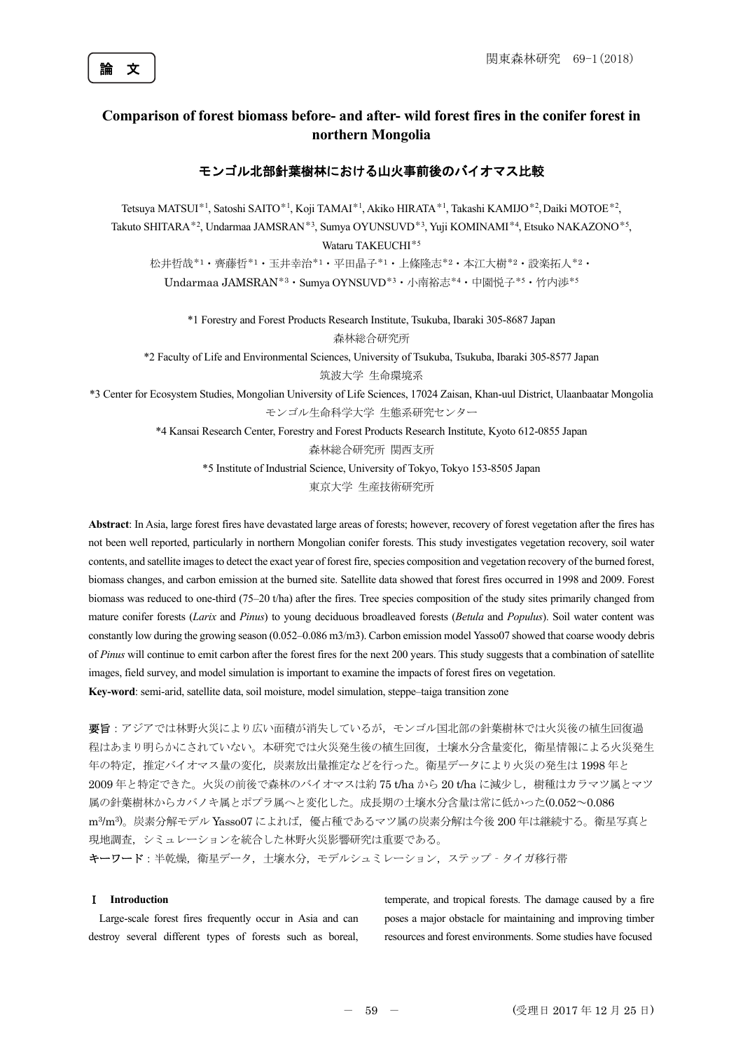論　文

# Comparison of forest biomass before- and after- wild forest fires in the conifer forest in northern Mongolia

## モンゴル北部針葉樹林における山火事前後のバイオマス比較

Tetsuya MATSUI[*1], Satoshi SAITO[*1], Koji TAMAI[*1], Akiko HIRATA[*1], Takashi KAMIJO[*2], Daiki MOTOE[*2], Takuto SHITARA[*2], Undarmaa JAMSRAN[*3], Sumya OYUNSUVD[*3], Yuji KOMINAMI[*4], Etsuko NAKAZONO[*5], Wataru TAKEUCHI[*5]

松井哲哉[*1]・齊藤哲[*1]・玉井幸治[*1]・平田晶子[*1]・上條隆志[*2]・本江大樹[*2]・設楽拓人[*2]・Undarmaa JAMSRAN[*3]・Sumya OYNSUVD[*3]・小南裕志[*4]・中園悦子[*5]・竹内渉[*5]

*1 Forestry and Forest Products Research Institute, Tsukuba, Ibaraki 305-8687 Japan
森林総合研究所

*2 Faculty of Life and Environmental Sciences, University of Tsukuba, Tsukuba, Ibaraki 305-8577 Japan
筑波大学 生命環境系

*3 Center for Ecosystem Studies, Mongolian University of Life Sciences, 17024 Zaisan, Khan-uul District, Ulaanbaatar Mongolia
モンゴル生命科学大学 生態系研究センター

*4 Kansai Research Center, Forestry and Forest Products Research Institute, Kyoto 612-0855 Japan
森林総合研究所 関西支所

*5 Institute of Industrial Science, University of Tokyo, Tokyo 153-8505 Japan
東京大学 生産技術研究所

**Abstract**: In Asia, large forest fires have devastated large areas of forests; however, recovery of forest vegetation after the fires has not been well reported, particularly in northern Mongolian conifer forests. This study investigates vegetation recovery, soil water contents, and satellite images to detect the exact year of forest fire, species composition and vegetation recovery of the burned forest, biomass changes, and carbon emission at the burned site. Satellite data showed that forest fires occurred in 1998 and 2009. Forest biomass was reduced to one-third (75–20 t/ha) after the fires. Tree species composition of the study sites primarily changed from mature conifer forests (*Larix* and *Pinus*) to young deciduous broadleaved forests (*Betula* and *Populus*). Soil water content was constantly low during the growing season (0.052–0.086 m3/m3). Carbon emission model Yasso07 showed that coarse woody debris of *Pinus* will continue to emit carbon after the forest fires for the next 200 years. This study suggests that a combination of satellite images, field survey, and model simulation is important to examine the impacts of forest fires on vegetation.

**Key-word**: semi-arid, satellite data, soil moisture, model simulation, steppe–taiga transition zone

**要旨**：アジアでは林野火災により広い面積が消失しているが，モンゴル国北部の針葉樹林では火災後の植生回復過程はあまり明らかにされていない。本研究では火災発生後の植生回復，土壌水分含量変化，衛星情報による火災発生年の特定，推定バイオマス量の変化，炭素放出量推定などを行った。衛星データにより火災の発生は 1998 年と 2009 年と特定できた。火災の前後で森林のバイオマスは約 75 t/ha から 20 t/ha に減少し，樹種はカラマツ属とマツ属の針葉樹林からカバノキ属とポプラ属へと変化した。成長期の土壌水分含量は常に低かった(0.052～0.086 $m^3/m^3$)。炭素分解モデル Yasso07 によれば，優占種であるマツ属の炭素分解は今後 200 年は継続する。衛星写真と現地調査，シミュレーションを統合した林野火災影響研究は重要である。

**キーワード**：半乾燥，衛星データ，土壌水分，モデルシュミレーション，ステップ - タイガ移行帯

## Ⅰ Introduction

Large-scale forest fires frequently occur in Asia and can destroy several different types of forests such as boreal, temperate, and tropical forests. The damage caused by a fire poses a major obstacle for maintaining and improving timber resources and forest environments. Some studies have focused

(受理日 2017 年 12 月 25 日)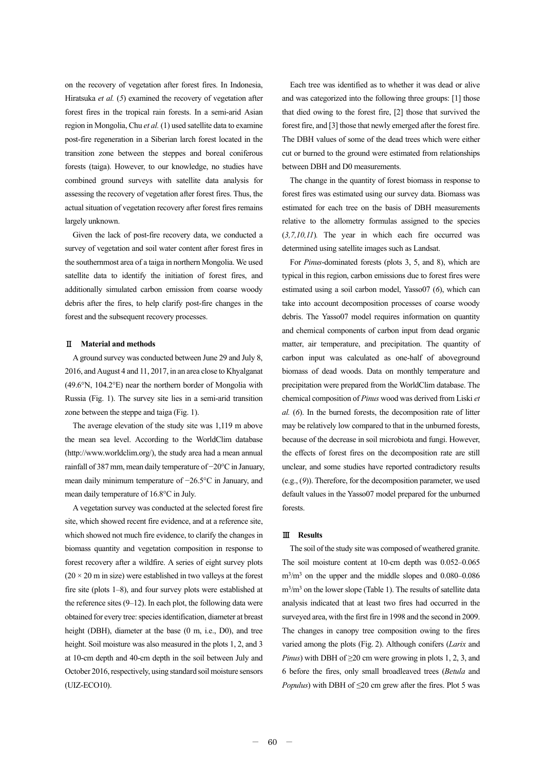on the recovery of vegetation after forest fires. In Indonesia, Hiratsuka *et al.* (*5*) examined the recovery of vegetation after forest fires in the tropical rain forests. In a semi-arid Asian region in Mongolia, Chu *et al.* (1) used satellite data to examine post-fire regeneration in a Siberian larch forest located in the transition zone between the steppes and boreal coniferous forests (taiga). However, to our knowledge, no studies have combined ground surveys with satellite data analysis for assessing the recovery of vegetation after forest fires. Thus, the actual situation of vegetation recovery after forest fires remains largely unknown.

Given the lack of post-fire recovery data, we conducted a survey of vegetation and soil water content after forest fires in the southernmost area of a taiga in northern Mongolia. We used satellite data to identify the initiation of forest fires, and additionally simulated carbon emission from coarse woody debris after the fires, to help clarify post-fire changes in the forest and the subsequent recovery processes.

## Ⅱ Material and methods

A ground survey was conducted between June 29 and July 8, 2016, and August 4 and 11, 2017, in an area close to Khyalganat (49.6°N, 104.2°E) near the northern border of Mongolia with Russia (Fig. 1). The survey site lies in a semi-arid transition zone between the steppe and taiga (Fig. 1).

The average elevation of the study site was 1,119 m above the mean sea level. According to the WorldClim database (http://www.worldclim.org/), the study area had a mean annual rainfall of 387 mm, mean daily temperature of −20°C in January, mean daily minimum temperature of −26.5°C in January, and mean daily temperature of 16.8°C in July.

A vegetation survey was conducted at the selected forest fire site, which showed recent fire evidence, and at a reference site, which showed not much fire evidence, to clarify the changes in biomass quantity and vegetation composition in response to forest recovery after a wildfire. A series of eight survey plots (20 × 20 m in size) were established in two valleys at the forest fire site (plots 1–8), and four survey plots were established at the reference sites (9–12). In each plot, the following data were obtained for every tree: species identification, diameter at breast height (DBH), diameter at the base (0 m, i.e., D0), and tree height. Soil moisture was also measured in the plots 1, 2, and 3 at 10-cm depth and 40-cm depth in the soil between July and October 2016, respectively, using standard soil moisture sensors (UIZ-ECO10).

Each tree was identified as to whether it was dead or alive and was categorized into the following three groups: [1] those that died owing to the forest fire, [2] those that survived the forest fire, and [3] those that newly emerged after the forest fire. The DBH values of some of the dead trees which were either cut or burned to the ground were estimated from relationships between DBH and D0 measurements.

The change in the quantity of forest biomass in response to forest fires was estimated using our survey data. Biomass was estimated for each tree on the basis of DBH measurements relative to the allometry formulas assigned to the species (*3,7,10,11*). The year in which each fire occurred was determined using satellite images such as Landsat.

For *Pinus*-dominated forests (plots 3, 5, and 8), which are typical in this region, carbon emissions due to forest fires were estimated using a soil carbon model, Yasso07 (*6*), which can take into account decomposition processes of coarse woody debris. The Yasso07 model requires information on quantity and chemical components of carbon input from dead organic matter, air temperature, and precipitation. The quantity of carbon input was calculated as one-half of aboveground biomass of dead woods. Data on monthly temperature and precipitation were prepared from the WorldClim database. The chemical composition of *Pinus* wood was derived from Liski *et al.* (*6*). In the burned forests, the decomposition rate of litter may be relatively low compared to that in the unburned forests, because of the decrease in soil microbiota and fungi. However, the effects of forest fires on the decomposition rate are still unclear, and some studies have reported contradictory results (e.g., (*9*)). Therefore, for the decomposition parameter, we used default values in the Yasso07 model prepared for the unburned forests.

## Ⅲ Results

The soil of the study site was composed of weathered granite. The soil moisture content at 10-cm depth was 0.052–0.065 $m^3/m^3$ on the upper and the middle slopes and 0.080–0.086 $m^3/m^3$ on the lower slope (Table 1). The results of satellite data analysis indicated that at least two fires had occurred in the surveyed area, with the first fire in 1998 and the second in 2009. The changes in canopy tree composition owing to the fires varied among the plots (Fig. 2). Although conifers (*Larix* and *Pinus*) with DBH of ≥20 cm were growing in plots 1, 2, 3, and 6 before the fires, only small broadleaved trees (*Betula* and *Populus*) with DBH of ≤20 cm grew after the fires. Plot 5 was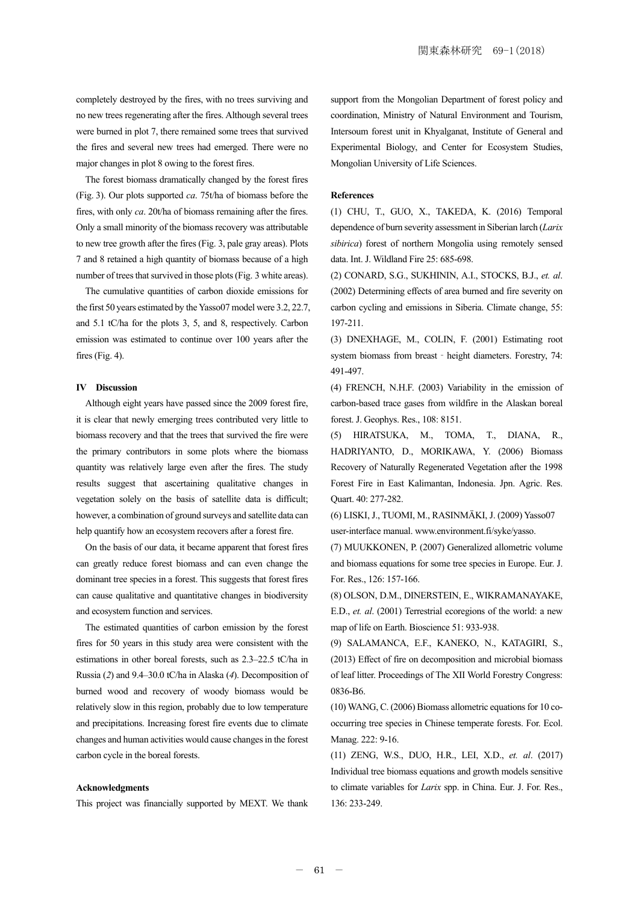completely destroyed by the fires, with no trees surviving and no new trees regenerating after the fires. Although several trees were burned in plot 7, there remained some trees that survived the fires and several new trees had emerged. There were no major changes in plot 8 owing to the forest fires.

The forest biomass dramatically changed by the forest fires (Fig. 3). Our plots supported *ca*. 75t/ha of biomass before the fires, with only *ca*. 20t/ha of biomass remaining after the fires. Only a small minority of the biomass recovery was attributable to new tree growth after the fires (Fig. 3, pale gray areas). Plots 7 and 8 retained a high quantity of biomass because of a high number of trees that survived in those plots (Fig. 3 white areas).

The cumulative quantities of carbon dioxide emissions for the first 50 years estimated by the Yasso07 model were 3.2, 22.7, and 5.1 tC/ha for the plots 3, 5, and 8, respectively. Carbon emission was estimated to continue over 100 years after the fires (Fig. 4).

## IV Discussion

Although eight years have passed since the 2009 forest fire, it is clear that newly emerging trees contributed very little to biomass recovery and that the trees that survived the fire were the primary contributors in some plots where the biomass quantity was relatively large even after the fires. The study results suggest that ascertaining qualitative changes in vegetation solely on the basis of satellite data is difficult; however, a combination of ground surveys and satellite data can help quantify how an ecosystem recovers after a forest fire.

On the basis of our data, it became apparent that forest fires can greatly reduce forest biomass and can even change the dominant tree species in a forest. This suggests that forest fires can cause qualitative and quantitative changes in biodiversity and ecosystem function and services.

The estimated quantities of carbon emission by the forest fires for 50 years in this study area were consistent with the estimations in other boreal forests, such as 2.3–22.5 tC/ha in Russia (*2*) and 9.4–30.0 tC/ha in Alaska (*4*). Decomposition of burned wood and recovery of woody biomass would be relatively slow in this region, probably due to low temperature and precipitations. Increasing forest fire events due to climate changes and human activities would cause changes in the forest carbon cycle in the boreal forests.

## Acknowledgments

This project was financially supported by MEXT. We thank support from the Mongolian Department of forest policy and coordination, Ministry of Natural Environment and Tourism, Intersoum forest unit in Khyalganat, Institute of General and Experimental Biology, and Center for Ecosystem Studies, Mongolian University of Life Sciences.

## References

(1) CHU, T., GUO, X., TAKEDA, K. (2016) Temporal dependence of burn severity assessment in Siberian larch (*Larix sibirica*) forest of northern Mongolia using remotely sensed data. Int. J. Wildland Fire 25: 685-698.

(2) CONARD, S.G., SUKHININ, A.I., STOCKS, B.J., *et. al*. (2002) Determining effects of area burned and fire severity on carbon cycling and emissions in Siberia. Climate change, 55: 197-211.

(3) DNEXHAGE, M., COLIN, F. (2001) Estimating root system biomass from breast‐height diameters. Forestry, 74: 491-497.

(4) FRENCH, N.H.F. (2003) Variability in the emission of carbon-based trace gases from wildfire in the Alaskan boreal forest. J. Geophys. Res., 108: 8151.

(5) HIRATSUKA, M., TOMA, T., DIANA, R., HADRIYANTO, D., MORIKAWA, Y. (2006) Biomass Recovery of Naturally Regenerated Vegetation after the 1998 Forest Fire in East Kalimantan, Indonesia. Jpn. Agric. Res. Quart. 40: 277-282.

(6) LISKI, J., TUOMI, M., RASINMÄKI, J. (2009) Yasso07 user-interface manual. www.environment.fi/syke/yasso.

(7) MUUKKONEN, P. (2007) Generalized allometric volume and biomass equations for some tree species in Europe. Eur. J. For. Res., 126: 157-166.

(8) OLSON, D.M., DINERSTEIN, E., WIKRAMANAYAKE, E.D., *et. al*. (2001) Terrestrial ecoregions of the world: a new map of life on Earth. Bioscience 51: 933-938.

(9) SALAMANCA, E.F., KANEKO, N., KATAGIRI, S., (2013) Effect of fire on decomposition and microbial biomass of leaf litter. Proceedings of The XII World Forestry Congress: 0836-B6.

(10) WANG, C. (2006) Biomass allometric equations for 10 co-occurring tree species in Chinese temperate forests. For. Ecol. Manag. 222: 9-16.

(11) ZENG, W.S., DUO, H.R., LEI, X.D., *et. al*. (2017) Individual tree biomass equations and growth models sensitive to climate variables for *Larix* spp. in China. Eur. J. For. Res., 136: 233-249.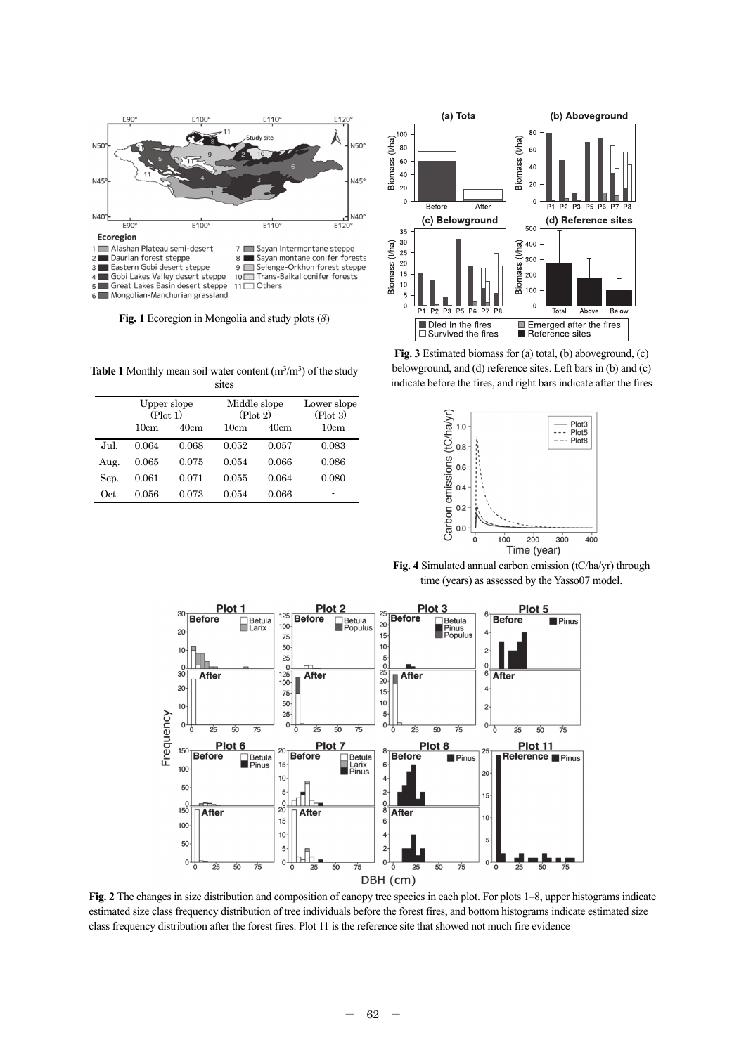Ecoregion

1 Alashan Plateau semi-desert
2 Daurian forest steppe
3 Eastern Gobi desert steppe
4 Gobi Lakes Valley desert steppe
5 Great Lakes Basin desert steppe
6 Mongolian-Manchurian grassland
7 Sayan Intermontane steppe
8 Sayan montane conifer forests
9 Selenge-Orkhon forest steppe
10 Trans-Baikal conifer forests
11 Others

**Fig. 1** Ecoregion in Mongolia and study plots (*8*)

**Table 1** Monthly mean soil water content ($m^3/m^3$) of the study sites

| | Upper slope (Plot 1) | | Middle slope (Plot 2) | | Lower slope (Plot 3) |
|---|---|---|---|---|---|
| | 10cm | 40cm | 10cm | 40cm | 10cm |
| Jul. | 0.064 | 0.068 | 0.052 | 0.057 | 0.083 |
| Aug. | 0.065 | 0.075 | 0.054 | 0.066 | 0.086 |
| Sep. | 0.061 | 0.071 | 0.055 | 0.064 | 0.080 |
| Oct. | 0.056 | 0.073 | 0.054 | 0.066 | - |

(a) Total
(b) Aboveground
(c) Belowground
(d) Reference sites
Biomass (t/ha)
Before
After
P1 P2 P3 P5 P6 P7 P8
Total Above Below
Died in the fires
Survived the fires
Emerged after the fires
Reference sites

**Fig. 3** Estimated biomass for (a) total, (b) aboveground, (c) belowground, and (d) reference sites. Left bars in (b) and (c) indicate before the fires, and right bars indicate after the fires

Carbon emissions (tC/ha/yr)
Time (year)
Plot3
Plot5
Plot8

**Fig. 4** Simulated annual carbon emission (tC/ha/yr) through time (years) as assessed by the Yasso07 model.

Plot 1 Before Betula Larix After
Plot 2 Before Betula Populus After
Plot 3 Before Betula Pinus Populus After
Plot 5 Before Pinus After
Plot 6 Before Betula Pinus After
Plot 7 Before Betula Larix Pinus After
Plot 8 Before Pinus After
Plot 11 Reference Pinus
Frequency
DBH (cm)

**Fig. 2** The changes in size distribution and composition of canopy tree species in each plot. For plots 1–8, upper histograms indicate estimated size class frequency distribution of tree individuals before the forest fires, and bottom histograms indicate estimated size class frequency distribution after the forest fires. Plot 11 is the reference site that showed not much fire evidence